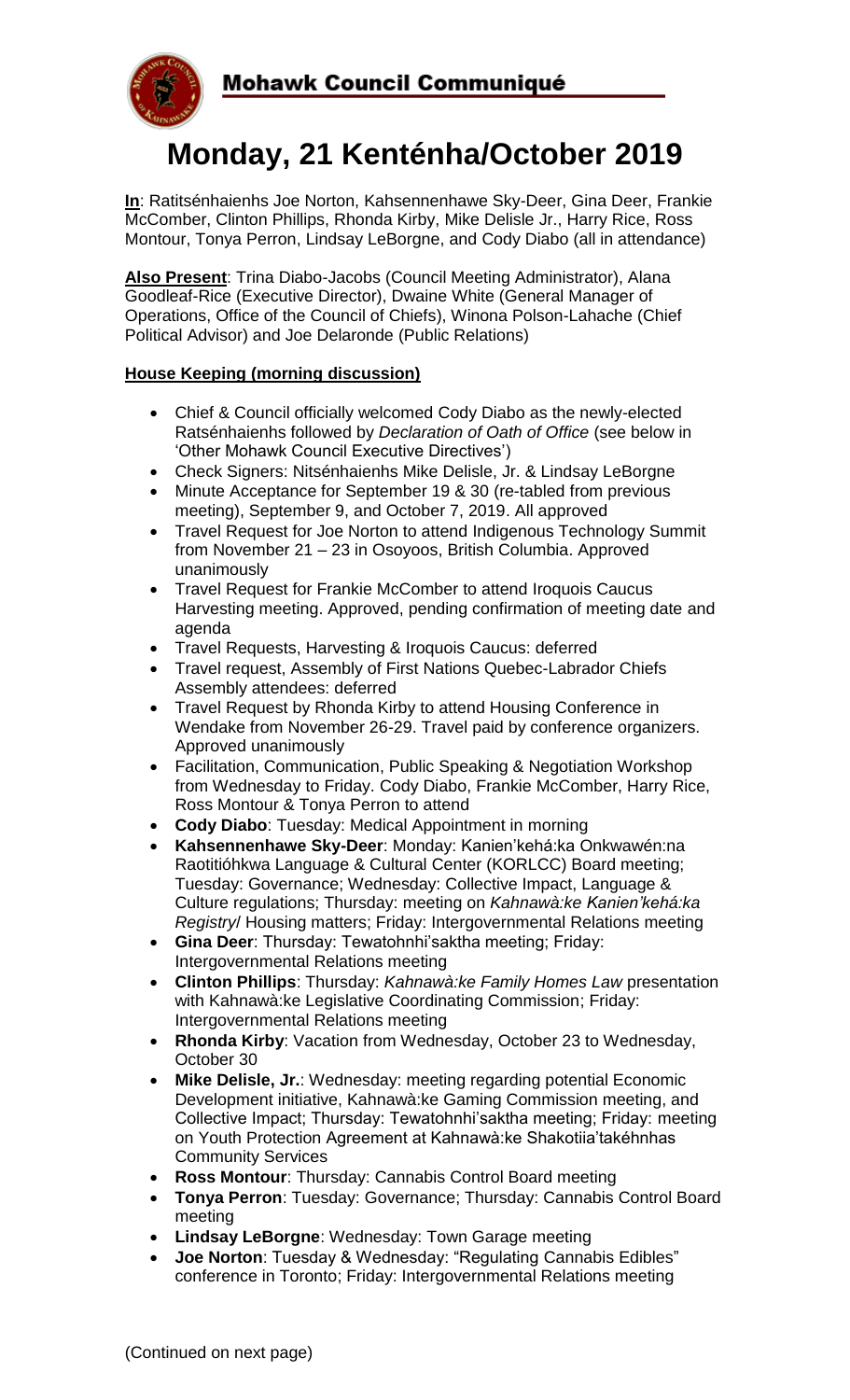Mohawk Council Communiqué

# Monday, 21 Kenténha/October 2019

**In**: Ratitsénhaienhs Joe Norton, Kahsennenhawe Sky-Deer, Gina Deer, Frankie McComber, Clinton Phillips, Rhonda Kirby, Mike Delisle Jr., Harry Rice, Ross Montour, Tonya Perron, Lindsay LeBorgne, and Cody Diabo (all in attendance)

**Also Present**: Trina Diabo-Jacobs (Council Meeting Administrator), Alana Goodleaf-Rice (Executive Director), Dwaine White (General Manager of Operations, Office of the Council of Chiefs), Winona Polson-Lahache (Chief Political Advisor) and Joe Delaronde (Public Relations)

**House Keeping (morning discussion)**

- Chief & Council officially welcomed Cody Diabo as the newly-elected Ratsénhaienhs followed by *Declaration of Oath of Office* (see below in 'Other Mohawk Council Executive Directives')
- Check Signers: Nitsénhaienhs Mike Delisle, Jr. & Lindsay LeBorgne
- Minute Acceptance for September 19 & 30 (re-tabled from previous meeting), September 9, and October 7, 2019. All approved
- Travel Request for Joe Norton to attend Indigenous Technology Summit from November 21 – 23 in Osoyoos, British Columbia. Approved unanimously
- Travel Request for Frankie McComber to attend Iroquois Caucus Harvesting meeting. Approved, pending confirmation of meeting date and agenda
- Travel Requests, Harvesting & Iroquois Caucus: deferred
- Travel request, Assembly of First Nations Quebec-Labrador Chiefs Assembly attendees: deferred
- Travel Request by Rhonda Kirby to attend Housing Conference in Wendake from November 26-29. Travel paid by conference organizers. Approved unanimously
- Facilitation, Communication, Public Speaking & Negotiation Workshop from Wednesday to Friday. Cody Diabo, Frankie McComber, Harry Rice, Ross Montour & Tonya Perron to attend
- **Cody Diabo**: Tuesday: Medical Appointment in morning
- **Kahsennenhawe Sky-Deer**: Monday: Kanien'kehá:ka Onkwawén:na Raotitióhkwa Language & Cultural Center (KORLCC) Board meeting; Tuesday: Governance; Wednesday: Collective Impact, Language & Culture regulations; Thursday: meeting on *Kahnawà:ke Kanien'kehá:ka Registry*/ Housing matters; Friday: Intergovernmental Relations meeting
- **Gina Deer**: Thursday: Tewatohnhi'saktha meeting; Friday: Intergovernmental Relations meeting
- **Clinton Phillips**: Thursday: *Kahnawà:ke Family Homes Law* presentation with Kahnawà:ke Legislative Coordinating Commission; Friday: Intergovernmental Relations meeting
- **Rhonda Kirby**: Vacation from Wednesday, October 23 to Wednesday, October 30
- **Mike Delisle, Jr.**: Wednesday: meeting regarding potential Economic Development initiative, Kahnawà:ke Gaming Commission meeting, and Collective Impact; Thursday: Tewatohnhi'saktha meeting; Friday: meeting on Youth Protection Agreement at Kahnawà:ke Shakotiia'takéhnhas Community Services
- **Ross Montour**: Thursday: Cannabis Control Board meeting
- **Tonya Perron**: Tuesday: Governance; Thursday: Cannabis Control Board meeting
- **Lindsay LeBorgne**: Wednesday: Town Garage meeting
- **Joe Norton**: Tuesday & Wednesday: "Regulating Cannabis Edibles" conference in Toronto; Friday: Intergovernmental Relations meeting

(Continued on next page)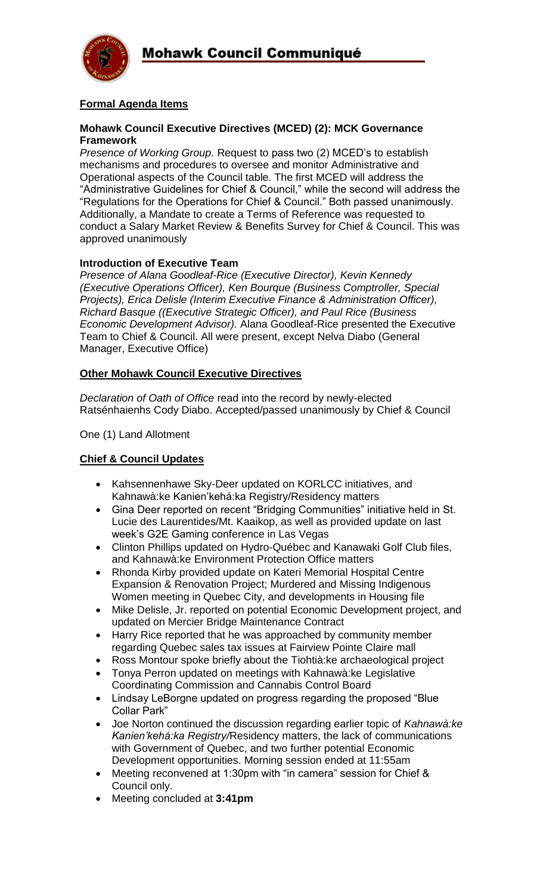## Formal Agenda Items

### Mohawk Council Executive Directives (MCED) (2): MCK Governance Framework

*Presence of Working Group.* Request to pass two (2) MCED's to establish mechanisms and procedures to oversee and monitor Administrative and Operational aspects of the Council table. The first MCED will address the "Administrative Guidelines for Chief & Council," while the second will address the "Regulations for the Operations for Chief & Council." Both passed unanimously. Additionally, a Mandate to create a Terms of Reference was requested to conduct a Salary Market Review & Benefits Survey for Chief & Council. This was approved unanimously

### Introduction of Executive Team

*Presence of Alana Goodleaf-Rice (Executive Director), Kevin Kennedy (Executive Operations Officer), Ken Bourque (Business Comptroller, Special Projects), Erica Delisle (Interim Executive Finance & Administration Officer), Richard Basque ((Executive Strategic Officer), and Paul Rice (Business Economic Development Advisor).* Alana Goodleaf-Rice presented the Executive Team to Chief & Council. All were present, except Nelva Diabo (General Manager, Executive Office)

## Other Mohawk Council Executive Directives

*Declaration of Oath of Office* read into the record by newly-elected Ratsénhaienhs Cody Diabo. Accepted/passed unanimously by Chief & Council

One (1) Land Allotment

## Chief & Council Updates

- Kahsennenhawe Sky-Deer updated on KORLCC initiatives, and Kahnawà:ke Kanien'kehá:ka Registry/Residency matters
- Gina Deer reported on recent "Bridging Communities" initiative held in St. Lucie des Laurentides/Mt. Kaaikop, as well as provided update on last week's G2E Gaming conference in Las Vegas
- Clinton Phillips updated on Hydro-Québec and Kanawaki Golf Club files, and Kahnawà:ke Environment Protection Office matters
- Rhonda Kirby provided update on Kateri Memorial Hospital Centre Expansion & Renovation Project; Murdered and Missing Indigenous Women meeting in Quebec City, and developments in Housing file
- Mike Delisle, Jr. reported on potential Economic Development project, and updated on Mercier Bridge Maintenance Contract
- Harry Rice reported that he was approached by community member regarding Quebec sales tax issues at Fairview Pointe Claire mall
- Ross Montour spoke briefly about the Tiohtià:ke archaeological project
- Tonya Perron updated on meetings with Kahnawà:ke Legislative Coordinating Commission and Cannabis Control Board
- Lindsay LeBorgne updated on progress regarding the proposed "Blue Collar Park"
- Joe Norton continued the discussion regarding earlier topic of *Kahnawà:ke Kanien'kehá:ka Registry/*Residency matters, the lack of communications with Government of Quebec, and two further potential Economic Development opportunities. Morning session ended at 11:55am
- Meeting reconvened at 1:30pm with "in camera" session for Chief & Council only.
- Meeting concluded at **3:41pm**